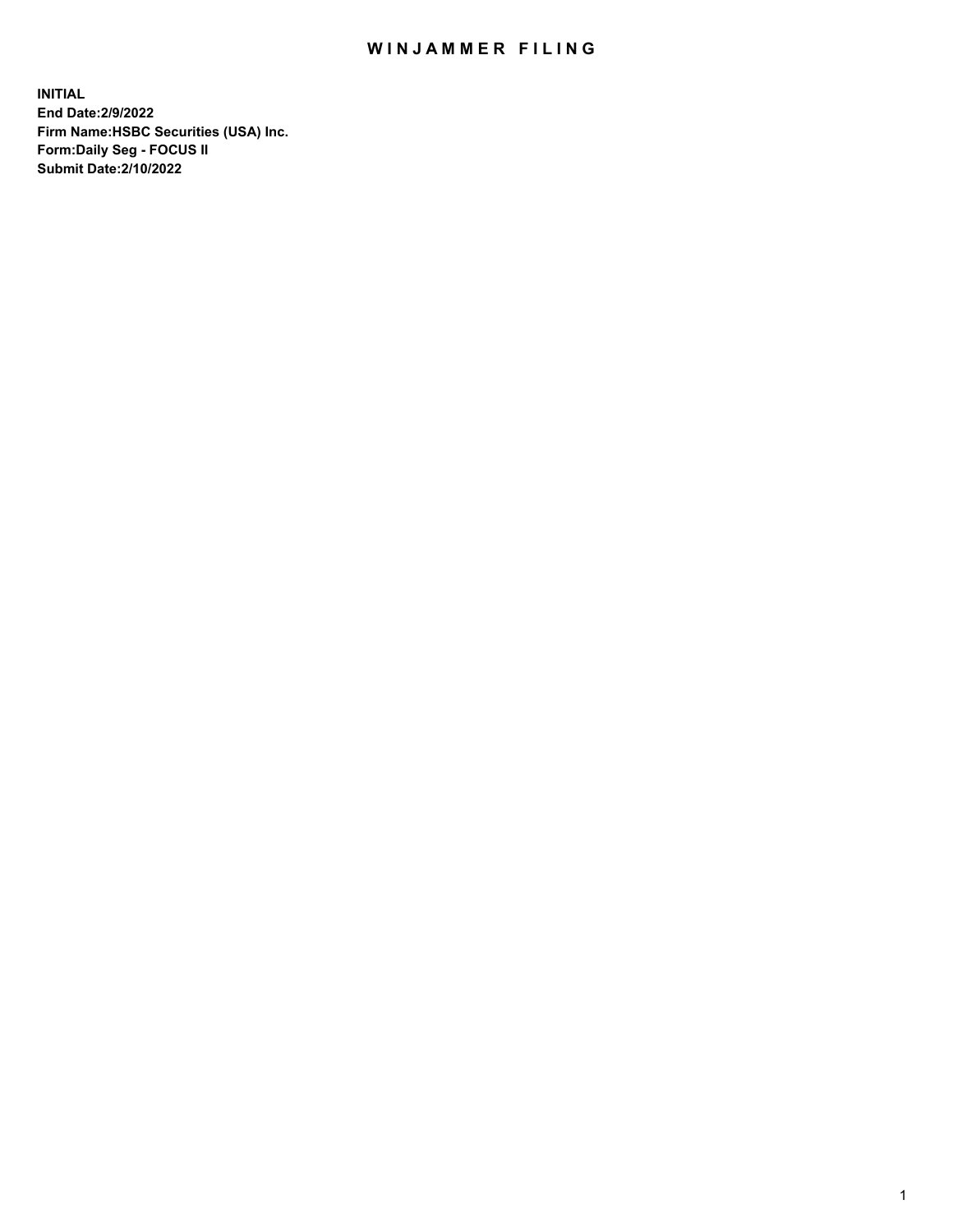# WINJAMMER FILING

**INITIAL**
**End Date:2/9/2022**
**Firm Name:HSBC Securities (USA) Inc.**
**Form:Daily Seg - FOCUS II**
**Submit Date:2/10/2022**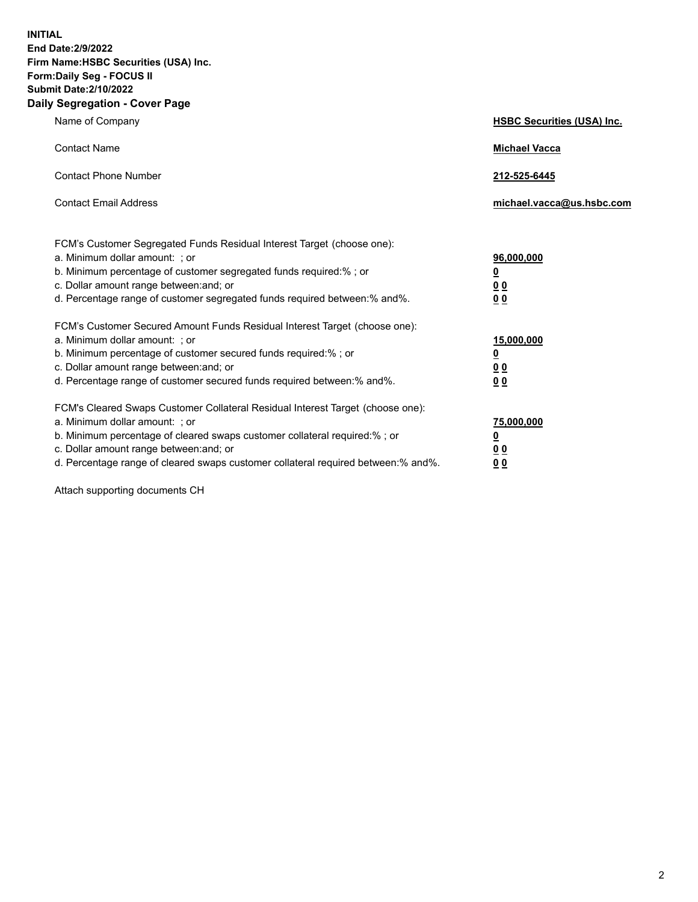**INITIAL**
**End Date:2/9/2022**
**Firm Name:HSBC Securities (USA) Inc.**
**Form:Daily Seg - FOCUS II**
**Submit Date:2/10/2022**

## Daily Segregation - Cover Page

| | |
|---|---|
| Name of Company | **HSBC Securities (USA) Inc.** |
| Contact Name | **Michael Vacca** |
| Contact Phone Number | **212-525-6445** |
| Contact Email Address | **michael.vacca@us.hsbc.com** |

| | |
|---|---|
| FCM's Customer Segregated Funds Residual Interest Target (choose one): | |
| a. Minimum dollar amount: ; or | **96,000,000** |
| b. Minimum percentage of customer segregated funds required:% ; or | **0** |
| c. Dollar amount range between:and; or | **0 0** |
| d. Percentage range of customer segregated funds required between:% and%. | **0 0** |
| FCM's Customer Secured Amount Funds Residual Interest Target (choose one): | |
| a. Minimum dollar amount: ; or | **15,000,000** |
| b. Minimum percentage of customer secured funds required:% ; or | **0** |
| c. Dollar amount range between:and; or | **0 0** |
| d. Percentage range of customer secured funds required between:% and%. | **0 0** |
| FCM's Cleared Swaps Customer Collateral Residual Interest Target (choose one): | |
| a. Minimum dollar amount: ; or | **75,000,000** |
| b. Minimum percentage of cleared swaps customer collateral required:% ; or | **0** |
| c. Dollar amount range between:and; or | **0 0** |
| d. Percentage range of cleared swaps customer collateral required between:% and%. | **0 0** |

Attach supporting documents CH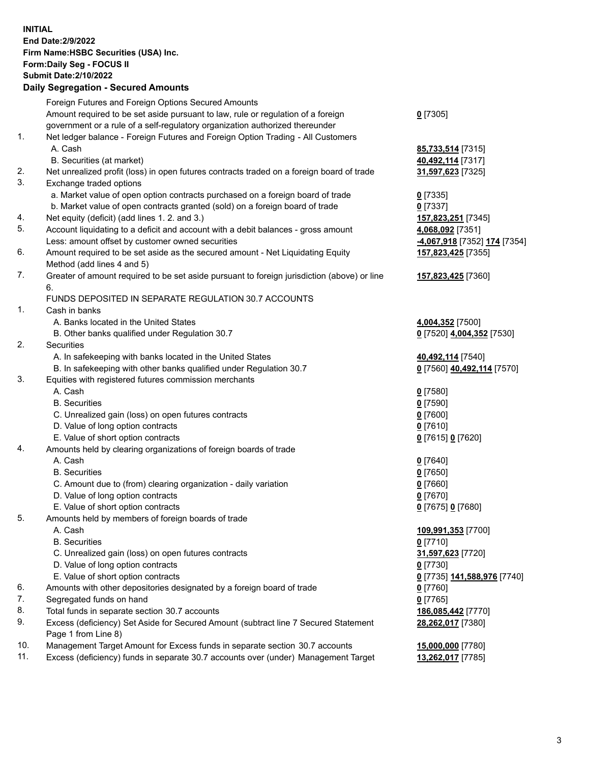**INITIAL**
**End Date:2/9/2022**
**Firm Name:HSBC Securities (USA) Inc.**
**Form:Daily Seg - FOCUS II**
**Submit Date:2/10/2022**

## Daily Segregation - Secured Amounts

| | | |
|---|---|---|
| | Foreign Futures and Foreign Options Secured Amounts | |
| | Amount required to be set aside pursuant to law, rule or regulation of a foreign government or a rule of a self-regulatory organization authorized thereunder | **0** [7305] |
| 1. | Net ledger balance - Foreign Futures and Foreign Option Trading - All Customers | |
| | A. Cash | **85,733,514** [7315] |
| | B. Securities (at market) | **40,492,114** [7317] |
| 2. | Net unrealized profit (loss) in open futures contracts traded on a foreign board of trade | **31,597,623** [7325] |
| 3. | Exchange traded options | |
| | a. Market value of open option contracts purchased on a foreign board of trade | **0** [7335] |
| | b. Market value of open contracts granted (sold) on a foreign board of trade | **0** [7337] |
| 4. | Net equity (deficit) (add lines 1. 2. and 3.) | **157,823,251** [7345] |
| 5. | Account liquidating to a deficit and account with a debit balances - gross amount | **4,068,092** [7351] |
| | Less: amount offset by customer owned securities | **-4,067,918** [7352] **174** [7354] |
| 6. | Amount required to be set aside as the secured amount - Net Liquidating Equity Method (add lines 4 and 5) | **157,823,425** [7355] |
| 7. | Greater of amount required to be set aside pursuant to foreign jurisdiction (above) or line 6. | **157,823,425** [7360] |
| | FUNDS DEPOSITED IN SEPARATE REGULATION 30.7 ACCOUNTS | |
| 1. | Cash in banks | |
| | A. Banks located in the United States | **4,004,352** [7500] |
| | B. Other banks qualified under Regulation 30.7 | **0** [7520] **4,004,352** [7530] |
| 2. | Securities | |
| | A. In safekeeping with banks located in the United States | **40,492,114** [7540] |
| | B. In safekeeping with other banks qualified under Regulation 30.7 | **0** [7560] **40,492,114** [7570] |
| 3. | Equities with registered futures commission merchants | |
| | A. Cash | **0** [7580] |
| | B. Securities | **0** [7590] |
| | C. Unrealized gain (loss) on open futures contracts | **0** [7600] |
| | D. Value of long option contracts | **0** [7610] |
| | E. Value of short option contracts | **0** [7615] **0** [7620] |
| 4. | Amounts held by clearing organizations of foreign boards of trade | |
| | A. Cash | **0** [7640] |
| | B. Securities | **0** [7650] |
| | C. Amount due to (from) clearing organization - daily variation | **0** [7660] |
| | D. Value of long option contracts | **0** [7670] |
| | E. Value of short option contracts | **0** [7675] **0** [7680] |
| 5. | Amounts held by members of foreign boards of trade | |
| | A. Cash | **109,991,353** [7700] |
| | B. Securities | **0** [7710] |
| | C. Unrealized gain (loss) on open futures contracts | **31,597,623** [7720] |
| | D. Value of long option contracts | **0** [7730] |
| | E. Value of short option contracts | **0** [7735] **141,588,976** [7740] |
| 6. | Amounts with other depositories designated by a foreign board of trade | **0** [7760] |
| 7. | Segregated funds on hand | **0** [7765] |
| 8. | Total funds in separate section 30.7 accounts | **186,085,442** [7770] |
| 9. | Excess (deficiency) Set Aside for Secured Amount (subtract line 7 Secured Statement Page 1 from Line 8) | **28,262,017** [7380] |
| 10. | Management Target Amount for Excess funds in separate section 30.7 accounts | **15,000,000** [7780] |
| 11. | Excess (deficiency) funds in separate 30.7 accounts over (under) Management Target | **13,262,017** [7785] |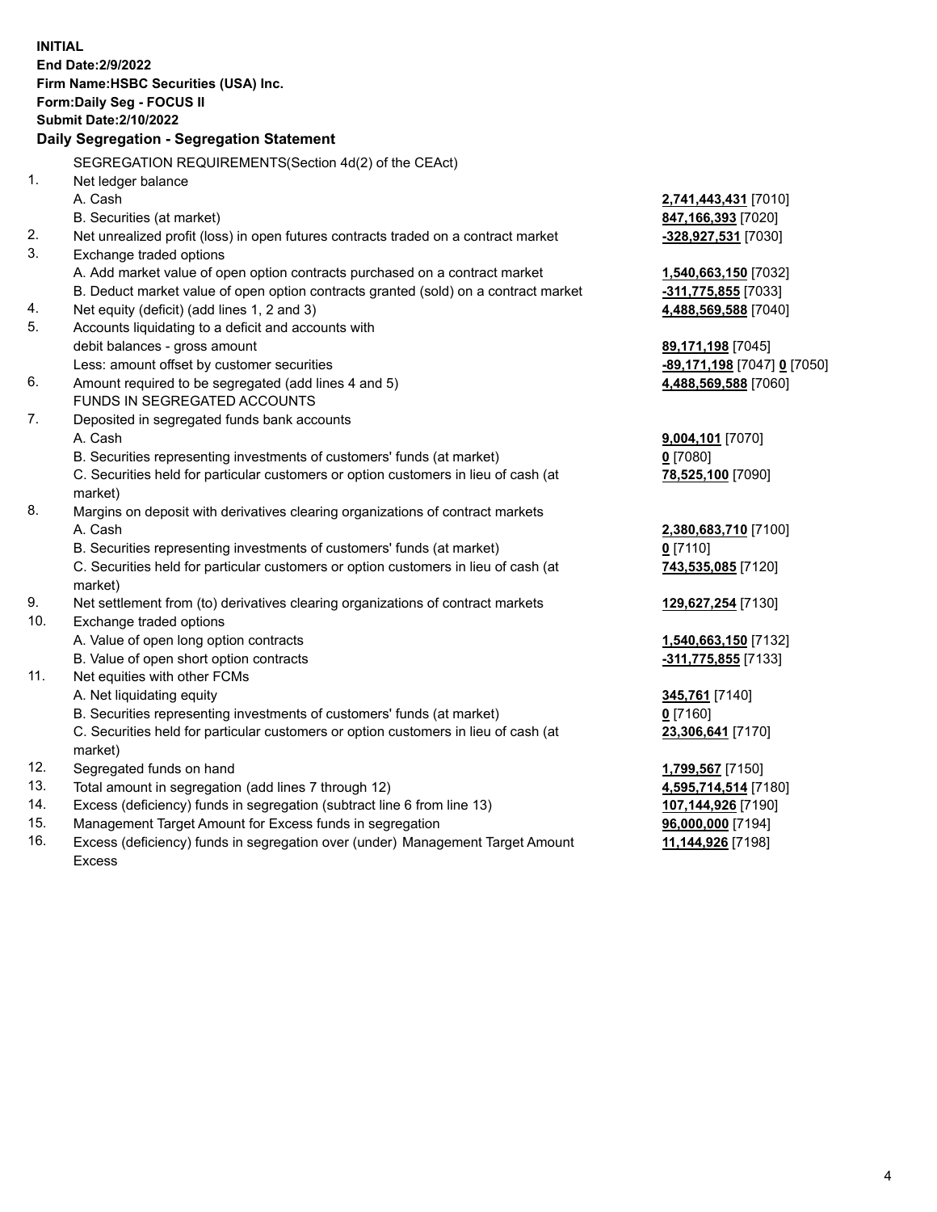**INITIAL**
**End Date:2/9/2022**
**Firm Name:HSBC Securities (USA) Inc.**
**Form:Daily Seg - FOCUS II**
**Submit Date:2/10/2022**

### Daily Segregation - Segregation Statement

| | | |
|---|---|---|
| | SEGREGATION REQUIREMENTS(Section 4d(2) of the CEAct) | |
| 1. | Net ledger balance | |
| | A. Cash | **2,741,443,431** [7010] |
| | B. Securities (at market) | **847,166,393** [7020] |
| 2. | Net unrealized profit (loss) in open futures contracts traded on a contract market | **-328,927,531** [7030] |
| 3. | Exchange traded options | |
| | A. Add market value of open option contracts purchased on a contract market | **1,540,663,150** [7032] |
| | B. Deduct market value of open option contracts granted (sold) on a contract market | **-311,775,855** [7033] |
| 4. | Net equity (deficit) (add lines 1, 2 and 3) | **4,488,569,588** [7040] |
| 5. | Accounts liquidating to a deficit and accounts with debit balances - gross amount | **89,171,198** [7045] |
| | Less: amount offset by customer securities | **-89,171,198** [7047] **0** [7050] |
| 6. | Amount required to be segregated (add lines 4 and 5) | **4,488,569,588** [7060] |
| | FUNDS IN SEGREGATED ACCOUNTS | |
| 7. | Deposited in segregated funds bank accounts | |
| | A. Cash | **9,004,101** [7070] |
| | B. Securities representing investments of customers' funds (at market) | **0** [7080] |
| | C. Securities held for particular customers or option customers in lieu of cash (at market) | **78,525,100** [7090] |
| 8. | Margins on deposit with derivatives clearing organizations of contract markets | |
| | A. Cash | **2,380,683,710** [7100] |
| | B. Securities representing investments of customers' funds (at market) | **0** [7110] |
| | C. Securities held for particular customers or option customers in lieu of cash (at market) | **743,535,085** [7120] |
| 9. | Net settlement from (to) derivatives clearing organizations of contract markets | **129,627,254** [7130] |
| 10. | Exchange traded options | |
| | A. Value of open long option contracts | **1,540,663,150** [7132] |
| | B. Value of open short option contracts | **-311,775,855** [7133] |
| 11. | Net equities with other FCMs | |
| | A. Net liquidating equity | **345,761** [7140] |
| | B. Securities representing investments of customers' funds (at market) | **0** [7160] |
| | C. Securities held for particular customers or option customers in lieu of cash (at market) | **23,306,641** [7170] |
| 12. | Segregated funds on hand | **1,799,567** [7150] |
| 13. | Total amount in segregation (add lines 7 through 12) | **4,595,714,514** [7180] |
| 14. | Excess (deficiency) funds in segregation (subtract line 6 from line 13) | **107,144,926** [7190] |
| 15. | Management Target Amount for Excess funds in segregation | **96,000,000** [7194] |
| 16. | Excess (deficiency) funds in segregation over (under) Management Target Amount Excess | **11,144,926** [7198] |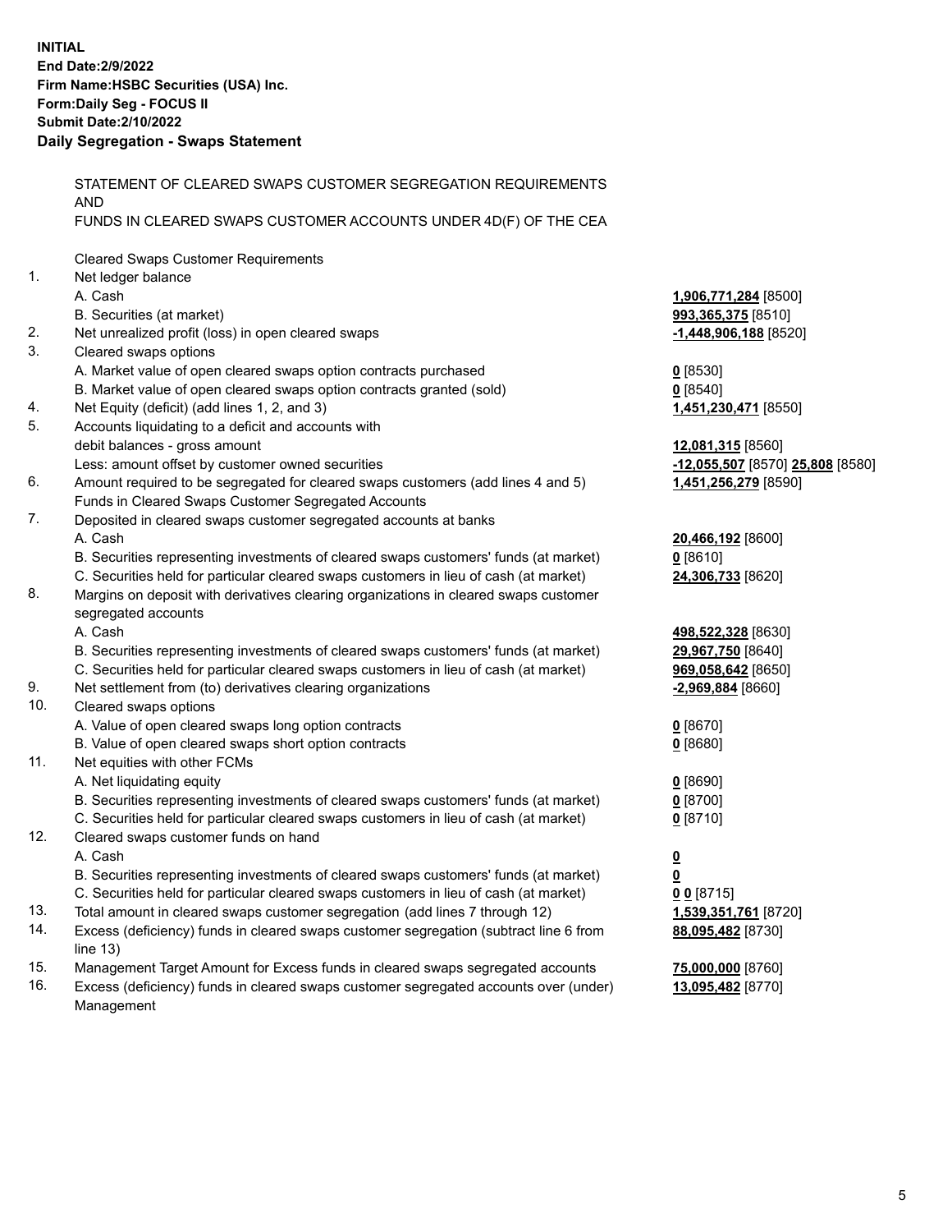**INITIAL**
**End Date:2/9/2022**
**Firm Name:HSBC Securities (USA) Inc.**
**Form:Daily Seg - FOCUS II**
**Submit Date:2/10/2022**
**Daily Segregation - Swaps Statement**

STATEMENT OF CLEARED SWAPS CUSTOMER SEGREGATION REQUIREMENTS AND
FUNDS IN CLEARED SWAPS CUSTOMER ACCOUNTS UNDER 4D(F) OF THE CEA

| | | |
|---|---|---|
| | Cleared Swaps Customer Requirements | |
| 1. | Net ledger balance | |
| | A. Cash | **1,906,771,284** [8500] |
| | B. Securities (at market) | **993,365,375** [8510] |
| 2. | Net unrealized profit (loss) in open cleared swaps | **-1,448,906,188** [8520] |
| 3. | Cleared swaps options | |
| | A. Market value of open cleared swaps option contracts purchased | **0** [8530] |
| | B. Market value of open cleared swaps option contracts granted (sold) | **0** [8540] |
| 4. | Net Equity (deficit) (add lines 1, 2, and 3) | **1,451,230,471** [8550] |
| 5. | Accounts liquidating to a deficit and accounts with debit balances - gross amount | **12,081,315** [8560] |
| | Less: amount offset by customer owned securities | **-12,055,507** [8570] **25,808** [8580] |
| 6. | Amount required to be segregated for cleared swaps customers (add lines 4 and 5) | **1,451,256,279** [8590] |
| | Funds in Cleared Swaps Customer Segregated Accounts | |
| 7. | Deposited in cleared swaps customer segregated accounts at banks | |
| | A. Cash | **20,466,192** [8600] |
| | B. Securities representing investments of cleared swaps customers' funds (at market) | **0** [8610] |
| | C. Securities held for particular cleared swaps customers in lieu of cash (at market) | **24,306,733** [8620] |
| 8. | Margins on deposit with derivatives clearing organizations in cleared swaps customer segregated accounts | |
| | A. Cash | **498,522,328** [8630] |
| | B. Securities representing investments of cleared swaps customers' funds (at market) | **29,967,750** [8640] |
| | C. Securities held for particular cleared swaps customers in lieu of cash (at market) | **969,058,642** [8650] |
| 9. | Net settlement from (to) derivatives clearing organizations | **-2,969,884** [8660] |
| 10. | Cleared swaps options | |
| | A. Value of open cleared swaps long option contracts | **0** [8670] |
| | B. Value of open cleared swaps short option contracts | **0** [8680] |
| 11. | Net equities with other FCMs | |
| | A. Net liquidating equity | **0** [8690] |
| | B. Securities representing investments of cleared swaps customers' funds (at market) | **0** [8700] |
| | C. Securities held for particular cleared swaps customers in lieu of cash (at market) | **0** [8710] |
| 12. | Cleared swaps customer funds on hand | |
| | A. Cash | **0** |
| | B. Securities representing investments of cleared swaps customers' funds (at market) | **0** |
| | C. Securities held for particular cleared swaps customers in lieu of cash (at market) | **0** **0** [8715] |
| 13. | Total amount in cleared swaps customer segregation (add lines 7 through 12) | **1,539,351,761** [8720] |
| 14. | Excess (deficiency) funds in cleared swaps customer segregation (subtract line 6 from line 13) | **88,095,482** [8730] |
| 15. | Management Target Amount for Excess funds in cleared swaps segregated accounts | **75,000,000** [8760] |
| 16. | Excess (deficiency) funds in cleared swaps customer segregated accounts over (under) Management | **13,095,482** [8770] |